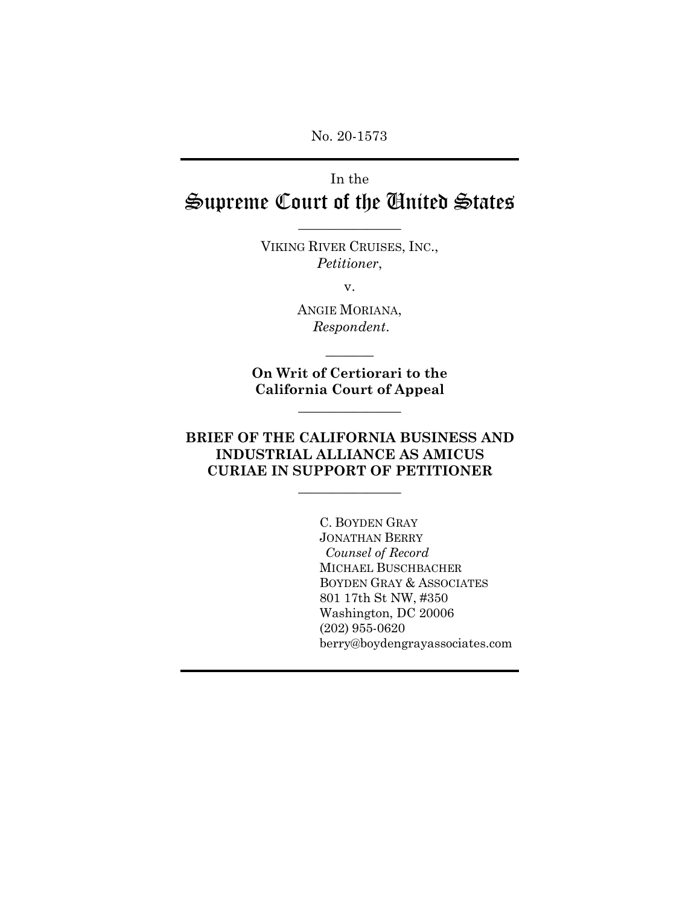No. 20-1573

---

In the

# Supreme Court of the United States

---

VIKING RIVER CRUISES, INC.,
*Petitioner*,

v.

ANGIE MORIANA,
*Respondent*.

---

**On Writ of Certiorari to the California Court of Appeal**

---

**BRIEF OF THE CALIFORNIA BUSINESS AND INDUSTRIAL ALLIANCE AS AMICUS CURIAE IN SUPPORT OF PETITIONER**

---

C. BOYDEN GRAY
JONATHAN BERRY
*Counsel of Record*
MICHAEL BUSCHBACHER
BOYDEN GRAY & ASSOCIATES
801 17th St NW, #350
Washington, DC 20006
(202) 955-0620
berry@boydengrayassociates.com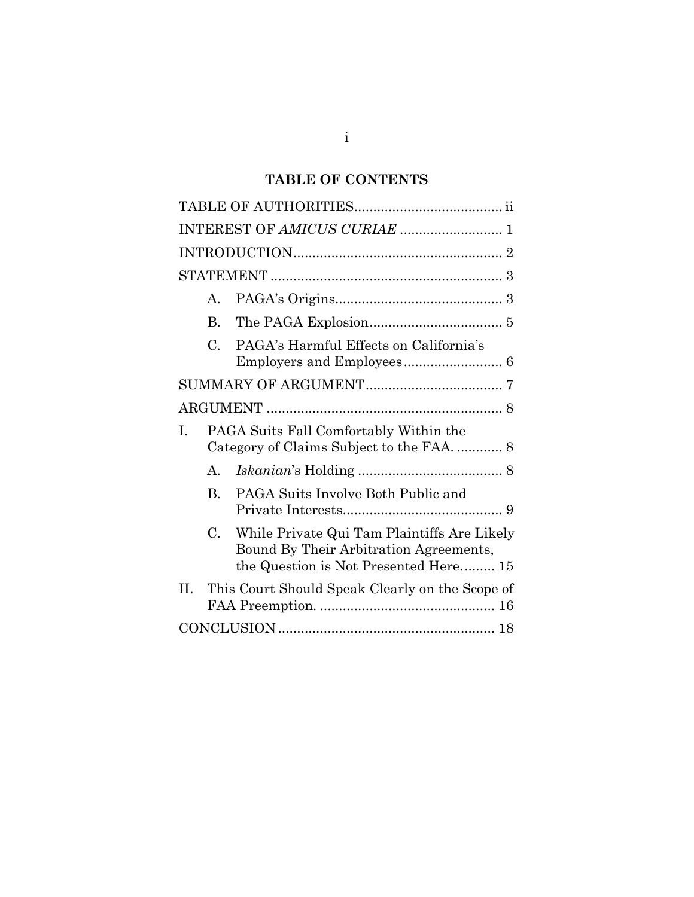## TABLE OF CONTENTS

TABLE OF AUTHORITIES ....................................... ii

INTEREST OF *AMICUS CURIAE* ........................... 1

INTRODUCTION ....................................................... 2

STATEMENT ............................................................. 3

- A. PAGA's Origins ............................................ 3
- B. The PAGA Explosion ................................... 5
- C. PAGA's Harmful Effects on California's Employers and Employees .......................... 6

SUMMARY OF ARGUMENT .................................... 7

ARGUMENT .............................................................. 8

I. PAGA Suits Fall Comfortably Within the Category of Claims Subject to the FAA. ............ 8

- A. *Iskanian*'s Holding ...................................... 8
- B. PAGA Suits Involve Both Public and Private Interests .......................................... 9
- C. While Private Qui Tam Plaintiffs Are Likely Bound By Their Arbitration Agreements, the Question is Not Presented Here. ........ 15

II. This Court Should Speak Clearly on the Scope of FAA Preemption. ............................................. 16

CONCLUSION ......................................................... 18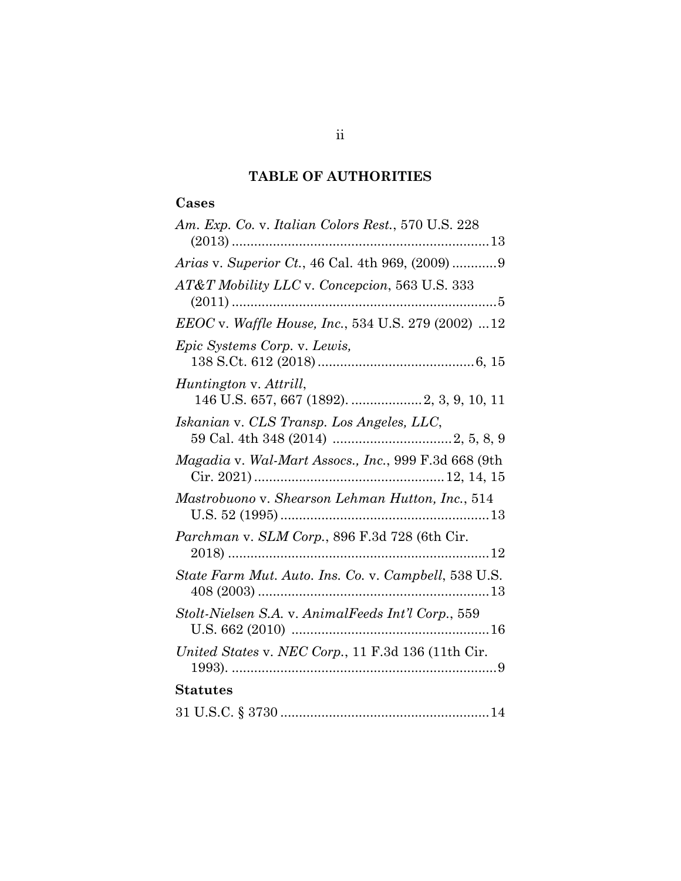## TABLE OF AUTHORITIES

### Cases

*Am. Exp. Co.* v. *Italian Colors Rest.*, 570 U.S. 228 (2013) .......................................................................13

*Arias* v. *Superior Ct.*, 46 Cal. 4th 969, (2009) ............9

*AT&T Mobility LLC* v. *Concepcion*, 563 U.S. 333 (2011) .........................................................................5

*EEOC* v. *Waffle House, Inc.*, 534 U.S. 279 (2002) ...12

*Epic Systems Corp.* v. *Lewis*, 138 S.Ct. 612 (2018) ..........................................6, 15

*Huntington* v. *Attrill*, 146 U.S. 657, 667 (1892). ...................2, 3, 9, 10, 11

*Iskanian* v. *CLS Transp. Los Angeles, LLC*, 59 Cal. 4th 348 (2014) ................................2, 5, 8, 9

*Magadia* v. *Wal-Mart Assocs., Inc.*, 999 F.3d 668 (9th Cir. 2021) ...................................................12, 14, 15

*Mastrobuono* v. *Shearson Lehman Hutton, Inc.*, 514 U.S. 52 (1995) .........................................................13

*Parchman* v. *SLM Corp.*, 896 F.3d 728 (6th Cir. 2018) .......................................................................12

*State Farm Mut. Auto. Ins. Co.* v. *Campbell*, 538 U.S. 408 (2003) ..............................................................13

*Stolt-Nielsen S.A.* v. *AnimalFeeds Int'l Corp.*, 559 U.S. 662 (2010) .....................................................16

*United States* v. *NEC Corp.*, 11 F.3d 136 (11th Cir. 1993). .......................................................................9

### Statutes

31 U.S.C. § 3730 ........................................................14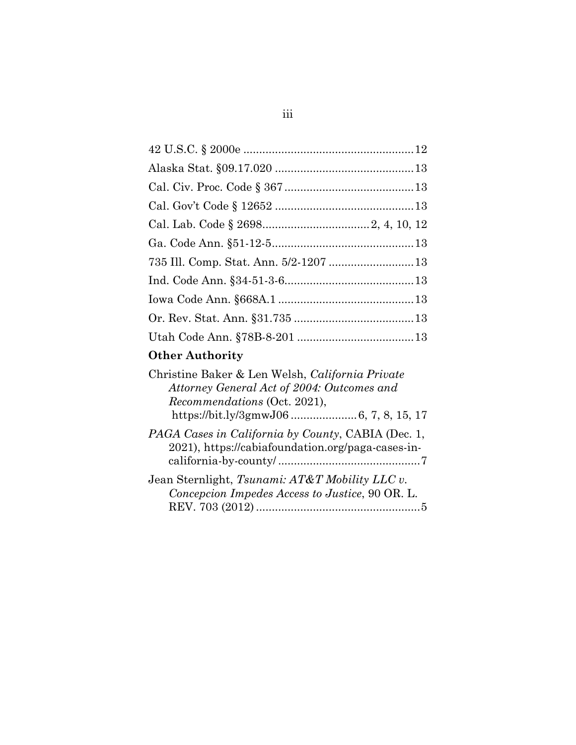42 U.S.C. § 2000e ....................................................12

Alaska Stat. §09.17.020 ...........................................13

Cal. Civ. Proc. Code § 367........................................13

Cal. Gov't Code § 12652 ...........................................13

Cal. Lab. Code § 2698.................................2, 4, 10, 12

Ga. Code Ann. §51-12-5............................................13

735 Ill. Comp. Stat. Ann. 5/2-1207 ..........................13

Ind. Code Ann. §34-51-3-6........................................13

Iowa Code Ann. §668A.1 ..........................................13

Or. Rev. Stat. Ann. §31.735 .....................................13

Utah Code Ann. §78B-8-201 ....................................13

**Other Authority**

Christine Baker & Len Welsh, *California Private Attorney General Act of 2004: Outcomes and Recommendations* (Oct. 2021), https://bit.ly/3gmwJ06 ....................6, 7, 8, 15, 17

*PAGA Cases in California by County*, CABIA (Dec. 1, 2021), https://cabiafoundation.org/paga-cases-in-california-by-county/ ............................................7

Jean Sternlight, *Tsunami: AT&T Mobility LLC v. Concepcion Impedes Access to Justice*, 90 OR. L. REV. 703 (2012) ...................................................5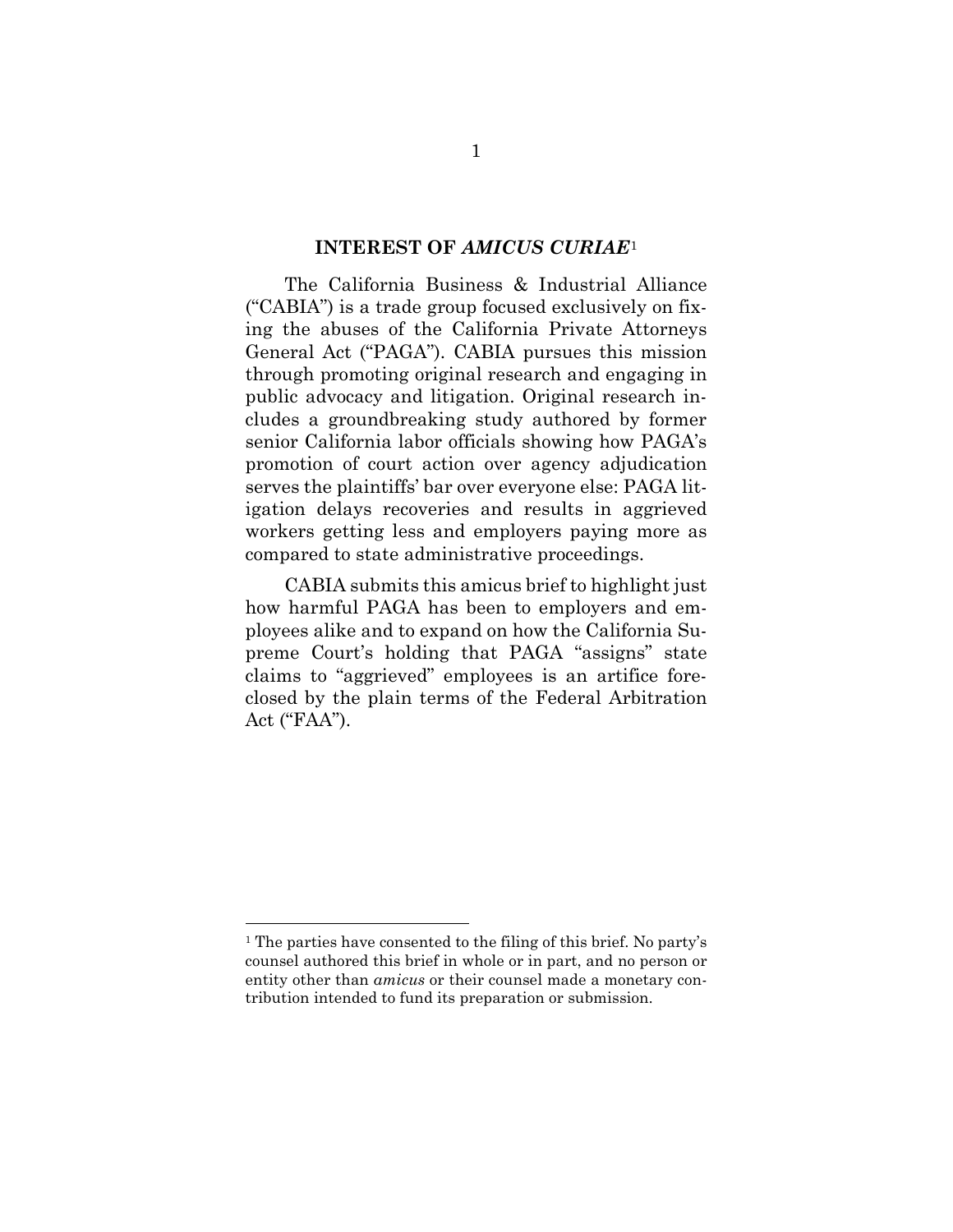## INTEREST OF *AMICUS CURIAE*[1]

The California Business & Industrial Alliance ("CABIA") is a trade group focused exclusively on fixing the abuses of the California Private Attorneys General Act ("PAGA"). CABIA pursues this mission through promoting original research and engaging in public advocacy and litigation. Original research includes a groundbreaking study authored by former senior California labor officials showing how PAGA's promotion of court action over agency adjudication serves the plaintiffs' bar over everyone else: PAGA litigation delays recoveries and results in aggrieved workers getting less and employers paying more as compared to state administrative proceedings.

CABIA submits this amicus brief to highlight just how harmful PAGA has been to employers and employees alike and to expand on how the California Supreme Court's holding that PAGA "assigns" state claims to "aggrieved" employees is an artifice foreclosed by the plain terms of the Federal Arbitration Act ("FAA").

---

[1] The parties have consented to the filing of this brief. No party's counsel authored this brief in whole or in part, and no person or entity other than *amicus* or their counsel made a monetary contribution intended to fund its preparation or submission.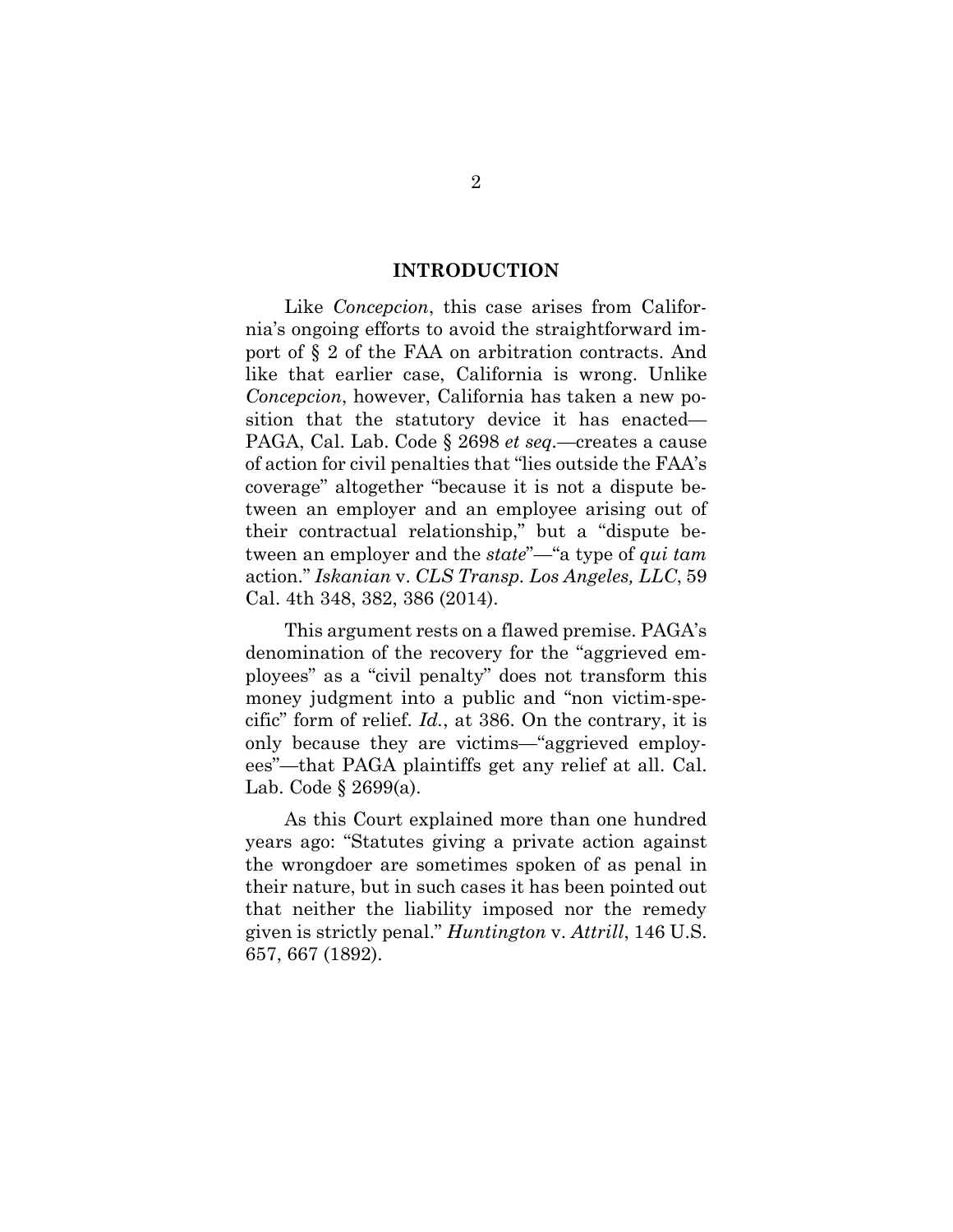## INTRODUCTION

Like *Concepcion*, this case arises from California's ongoing efforts to avoid the straightforward import of § 2 of the FAA on arbitration contracts. And like that earlier case, California is wrong. Unlike *Concepcion*, however, California has taken a new position that the statutory device it has enacted—PAGA, Cal. Lab. Code § 2698 *et seq.*—creates a cause of action for civil penalties that "lies outside the FAA's coverage" altogether "because it is not a dispute between an employer and an employee arising out of their contractual relationship," but a "dispute between an employer and the *state*"—"a type of *qui tam* action." *Iskanian* v. *CLS Transp. Los Angeles, LLC*, 59 Cal. 4th 348, 382, 386 (2014).

This argument rests on a flawed premise. PAGA's denomination of the recovery for the "aggrieved employees" as a "civil penalty" does not transform this money judgment into a public and "non victim-specific" form of relief. *Id.*, at 386. On the contrary, it is only because they are victims—"aggrieved employees"—that PAGA plaintiffs get any relief at all. Cal. Lab. Code § 2699(a).

As this Court explained more than one hundred years ago: "Statutes giving a private action against the wrongdoer are sometimes spoken of as penal in their nature, but in such cases it has been pointed out that neither the liability imposed nor the remedy given is strictly penal." *Huntington* v. *Attrill*, 146 U.S. 657, 667 (1892).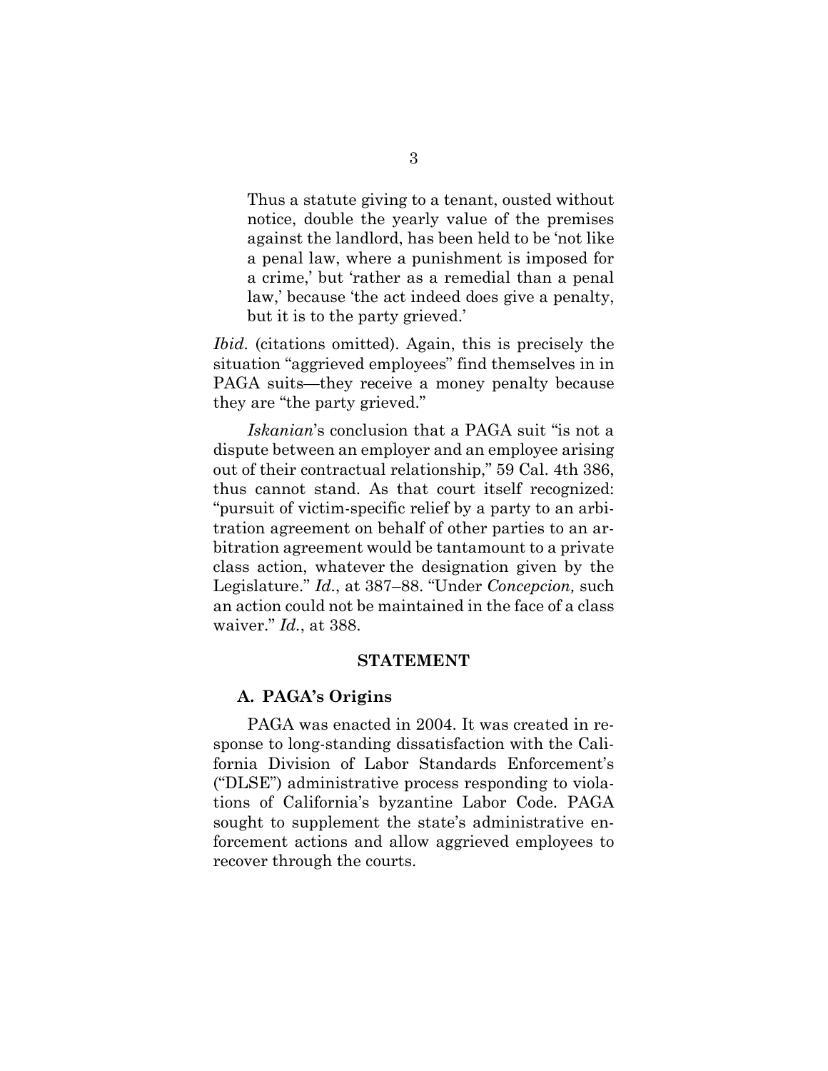> Thus a statute giving to a tenant, ousted without notice, double the yearly value of the premises against the landlord, has been held to be 'not like a penal law, where a punishment is imposed for a crime,' but 'rather as a remedial than a penal law,' because 'the act indeed does give a penalty, but it is to the party grieved.'

*Ibid.* (citations omitted). Again, this is precisely the situation "aggrieved employees" find themselves in in PAGA suits—they receive a money penalty because they are "the party grieved."

*Iskanian*'s conclusion that a PAGA suit "is not a dispute between an employer and an employee arising out of their contractual relationship," 59 Cal. 4th 386, thus cannot stand. As that court itself recognized: "pursuit of victim-specific relief by a party to an arbitration agreement on behalf of other parties to an arbitration agreement would be tantamount to a private class action, whatever the designation given by the Legislature." *Id.*, at 387–88. "Under *Concepcion,* such an action could not be maintained in the face of a class waiver." *Id.*, at 388.

## STATEMENT

### A. PAGA's Origins

PAGA was enacted in 2004. It was created in response to long-standing dissatisfaction with the California Division of Labor Standards Enforcement's ("DLSE") administrative process responding to violations of California's byzantine Labor Code. PAGA sought to supplement the state's administrative enforcement actions and allow aggrieved employees to recover through the courts.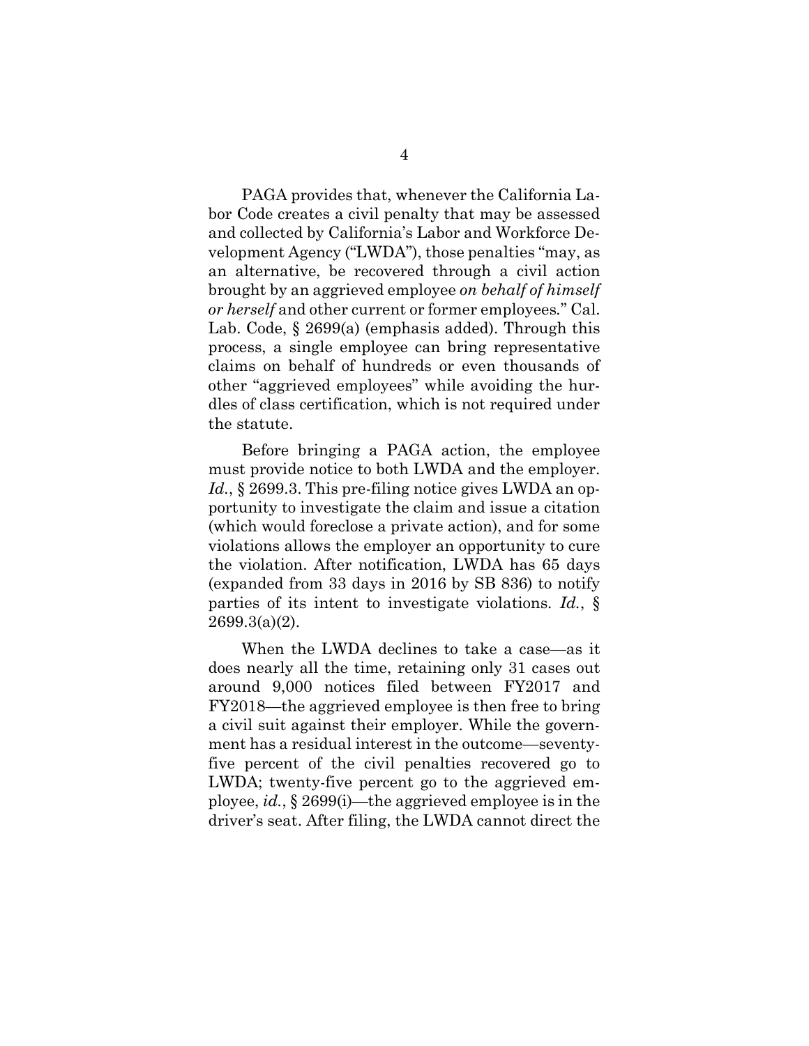PAGA provides that, whenever the California Labor Code creates a civil penalty that may be assessed and collected by California's Labor and Workforce Development Agency ("LWDA"), those penalties "may, as an alternative, be recovered through a civil action brought by an aggrieved employee *on behalf of himself or herself* and other current or former employees." Cal. Lab. Code, § 2699(a) (emphasis added). Through this process, a single employee can bring representative claims on behalf of hundreds or even thousands of other "aggrieved employees" while avoiding the hurdles of class certification, which is not required under the statute.

Before bringing a PAGA action, the employee must provide notice to both LWDA and the employer. *Id.*, § 2699.3. This pre-filing notice gives LWDA an opportunity to investigate the claim and issue a citation (which would foreclose a private action), and for some violations allows the employer an opportunity to cure the violation. After notification, LWDA has 65 days (expanded from 33 days in 2016 by SB 836) to notify parties of its intent to investigate violations. *Id.*, § 2699.3(a)(2).

When the LWDA declines to take a case—as it does nearly all the time, retaining only 31 cases out around 9,000 notices filed between FY2017 and FY2018—the aggrieved employee is then free to bring a civil suit against their employer. While the government has a residual interest in the outcome—seventy-five percent of the civil penalties recovered go to LWDA; twenty-five percent go to the aggrieved employee, *id.*, § 2699(i)—the aggrieved employee is in the driver's seat. After filing, the LWDA cannot direct the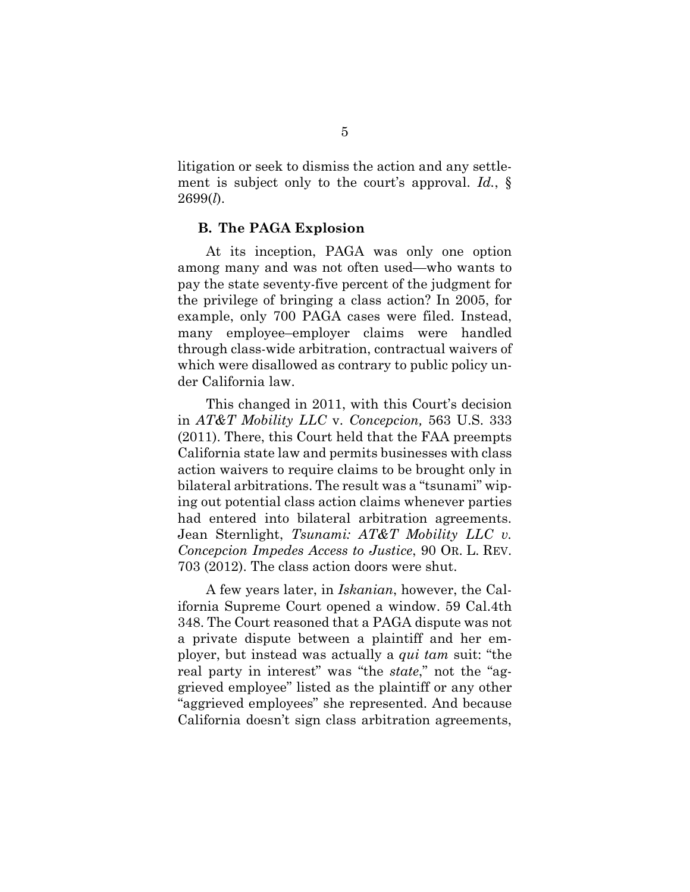litigation or seek to dismiss the action and any settlement is subject only to the court's approval. *Id.*, § 2699(*l*).

### B. The PAGA Explosion

At its inception, PAGA was only one option among many and was not often used—who wants to pay the state seventy-five percent of the judgment for the privilege of bringing a class action? In 2005, for example, only 700 PAGA cases were filed. Instead, many employee–employer claims were handled through class-wide arbitration, contractual waivers of which were disallowed as contrary to public policy under California law.

This changed in 2011, with this Court's decision in *AT&T Mobility LLC* v. *Concepcion,* 563 U.S. 333 (2011). There, this Court held that the FAA preempts California state law and permits businesses with class action waivers to require claims to be brought only in bilateral arbitrations. The result was a "tsunami" wiping out potential class action claims whenever parties had entered into bilateral arbitration agreements. Jean Sternlight, *Tsunami: AT&T Mobility LLC v. Concepcion Impedes Access to Justice*, 90 OR. L. REV. 703 (2012). The class action doors were shut.

A few years later, in *Iskanian*, however, the California Supreme Court opened a window. 59 Cal.4th 348. The Court reasoned that a PAGA dispute was not a private dispute between a plaintiff and her employer, but instead was actually a *qui tam* suit: "the real party in interest" was "the *state*," not the "aggrieved employee" listed as the plaintiff or any other "aggrieved employees" she represented. And because California doesn't sign class arbitration agreements,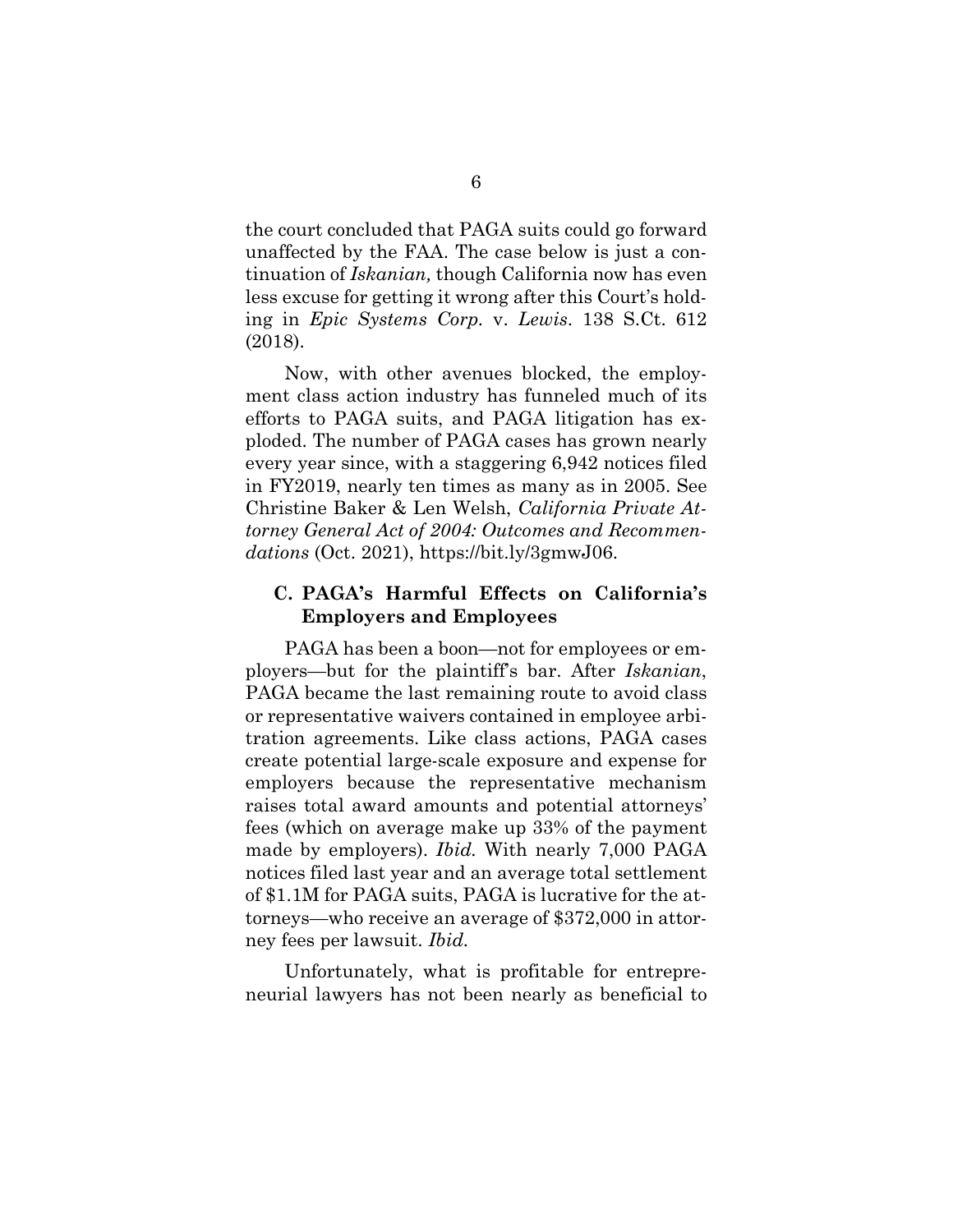the court concluded that PAGA suits could go forward unaffected by the FAA. The case below is just a continuation of *Iskanian,* though California now has even less excuse for getting it wrong after this Court's holding in *Epic Systems Corp.* v. *Lewis*. 138 S.Ct. 612 (2018).

Now, with other avenues blocked, the employment class action industry has funneled much of its efforts to PAGA suits, and PAGA litigation has exploded. The number of PAGA cases has grown nearly every year since, with a staggering 6,942 notices filed in FY2019, nearly ten times as many as in 2005. See Christine Baker & Len Welsh, *California Private Attorney General Act of 2004: Outcomes and Recommendations* (Oct. 2021), https://bit.ly/3gmwJ06.

### C. PAGA's Harmful Effects on California's Employers and Employees

PAGA has been a boon—not for employees or employers—but for the plaintiff's bar. After *Iskanian*, PAGA became the last remaining route to avoid class or representative waivers contained in employee arbitration agreements. Like class actions, PAGA cases create potential large-scale exposure and expense for employers because the representative mechanism raises total award amounts and potential attorneys' fees (which on average make up 33% of the payment made by employers). *Ibid.* With nearly 7,000 PAGA notices filed last year and an average total settlement of $1.1M for PAGA suits, PAGA is lucrative for the attorneys—who receive an average of $372,000 in attorney fees per lawsuit. *Ibid.*

Unfortunately, what is profitable for entrepreneurial lawyers has not been nearly as beneficial to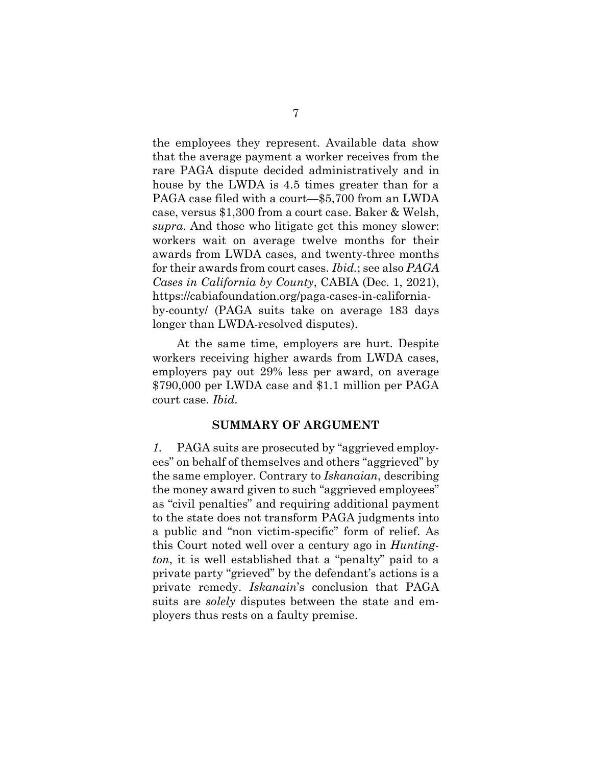the employees they represent. Available data show that the average payment a worker receives from the rare PAGA dispute decided administratively and in house by the LWDA is 4.5 times greater than for a PAGA case filed with a court—$5,700 from an LWDA case, versus $1,300 from a court case. Baker & Welsh, *supra*. And those who litigate get this money slower: workers wait on average twelve months for their awards from LWDA cases, and twenty-three months for their awards from court cases. *Ibid.*; see also *PAGA Cases in California by County*, CABIA (Dec. 1, 2021), https://cabiafoundation.org/paga-cases-in-california-by-county/ (PAGA suits take on average 183 days longer than LWDA-resolved disputes).

At the same time, employers are hurt. Despite workers receiving higher awards from LWDA cases, employers pay out 29% less per award, on average $790,000 per LWDA case and $1.1 million per PAGA court case. *Ibid.*

## SUMMARY OF ARGUMENT

*1.* PAGA suits are prosecuted by "aggrieved employees" on behalf of themselves and others "aggrieved" by the same employer. Contrary to *Iskanaian*, describing the money award given to such "aggrieved employees" as "civil penalties" and requiring additional payment to the state does not transform PAGA judgments into a public and "non victim-specific" form of relief. As this Court noted well over a century ago in *Huntington*, it is well established that a "penalty" paid to a private party "grieved" by the defendant's actions is a private remedy. *Iskanain*'s conclusion that PAGA suits are *solely* disputes between the state and employers thus rests on a faulty premise.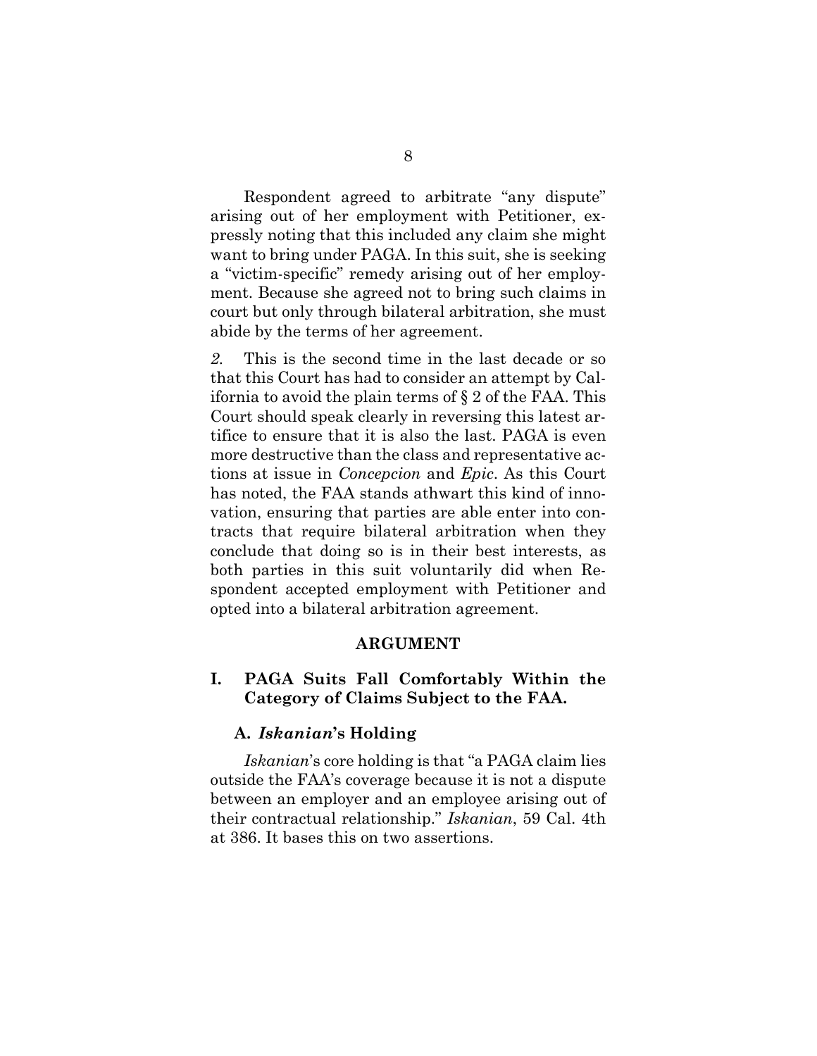Respondent agreed to arbitrate "any dispute" arising out of her employment with Petitioner, expressly noting that this included any claim she might want to bring under PAGA. In this suit, she is seeking a "victim-specific" remedy arising out of her employment. Because she agreed not to bring such claims in court but only through bilateral arbitration, she must abide by the terms of her agreement.

*2.* This is the second time in the last decade or so that this Court has had to consider an attempt by California to avoid the plain terms of § 2 of the FAA. This Court should speak clearly in reversing this latest artifice to ensure that it is also the last. PAGA is even more destructive than the class and representative actions at issue in *Concepcion* and *Epic*. As this Court has noted, the FAA stands athwart this kind of innovation, ensuring that parties are able enter into contracts that require bilateral arbitration when they conclude that doing so is in their best interests, as both parties in this suit voluntarily did when Respondent accepted employment with Petitioner and opted into a bilateral arbitration agreement.

## ARGUMENT

### I. PAGA Suits Fall Comfortably Within the Category of Claims Subject to the FAA.

#### A. *Iskanian*'s Holding

*Iskanian*'s core holding is that "a PAGA claim lies outside the FAA's coverage because it is not a dispute between an employer and an employee arising out of their contractual relationship." *Iskanian*, 59 Cal. 4th at 386. It bases this on two assertions.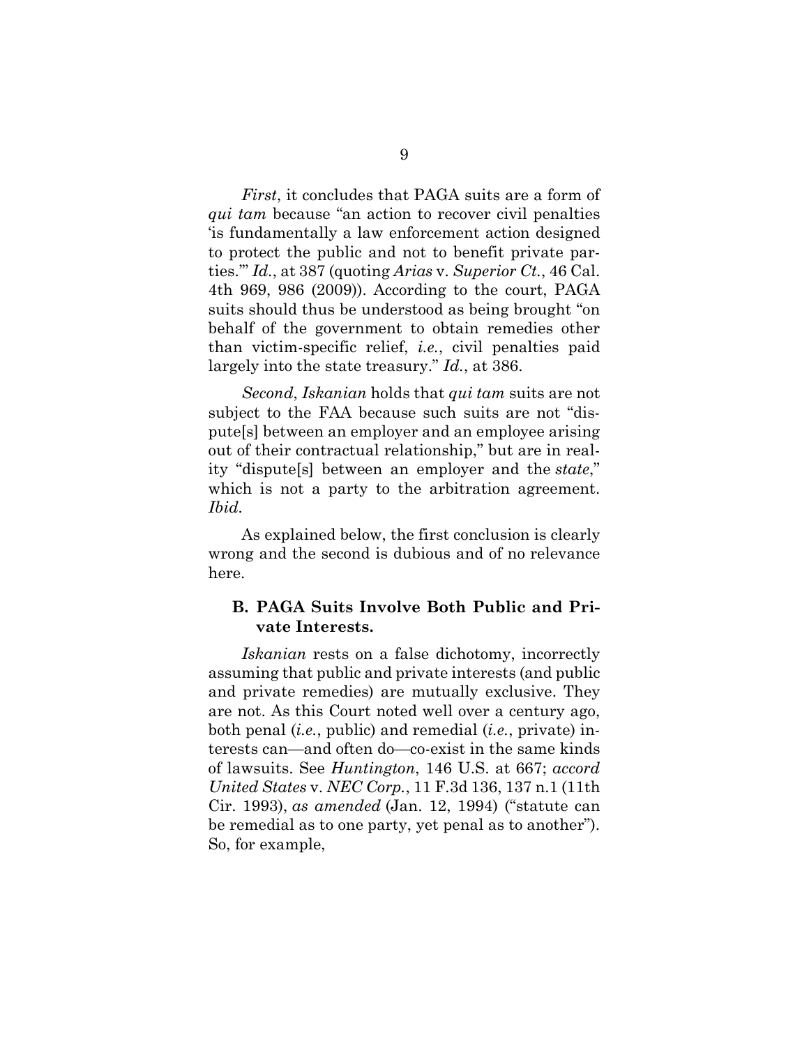*First*, it concludes that PAGA suits are a form of *qui tam* because "an action to recover civil penalties 'is fundamentally a law enforcement action designed to protect the public and not to benefit private parties.'" *Id.*, at 387 (quoting *Arias* v. *Superior Ct.*, 46 Cal. 4th 969, 986 (2009)). According to the court, PAGA suits should thus be understood as being brought "on behalf of the government to obtain remedies other than victim-specific relief, *i.e.*, civil penalties paid largely into the state treasury." *Id.*, at 386.

*Second*, *Iskanian* holds that *qui tam* suits are not subject to the FAA because such suits are not "dispute[s] between an employer and an employee arising out of their contractual relationship," but are in reality "dispute[s] between an employer and the *state*," which is not a party to the arbitration agreement. *Ibid.*

As explained below, the first conclusion is clearly wrong and the second is dubious and of no relevance here.

### B. PAGA Suits Involve Both Public and Private Interests.

*Iskanian* rests on a false dichotomy, incorrectly assuming that public and private interests (and public and private remedies) are mutually exclusive. They are not. As this Court noted well over a century ago, both penal (*i.e.*, public) and remedial (*i.e.*, private) interests can—and often do—co-exist in the same kinds of lawsuits. See *Huntington*, 146 U.S. at 667; *accord United States* v. *NEC Corp.*, 11 F.3d 136, 137 n.1 (11th Cir. 1993), *as amended* (Jan. 12, 1994) ("statute can be remedial as to one party, yet penal as to another"). So, for example,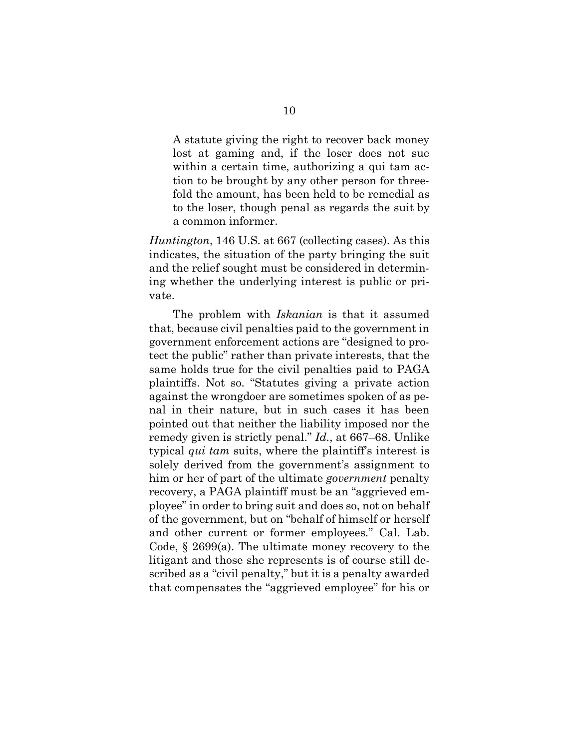> A statute giving the right to recover back money lost at gaming and, if the loser does not sue within a certain time, authorizing a qui tam action to be brought by any other person for threefold the amount, has been held to be remedial as to the loser, though penal as regards the suit by a common informer.

*Huntington*, 146 U.S. at 667 (collecting cases). As this indicates, the situation of the party bringing the suit and the relief sought must be considered in determining whether the underlying interest is public or private.

The problem with *Iskanian* is that it assumed that, because civil penalties paid to the government in government enforcement actions are "designed to protect the public" rather than private interests, that the same holds true for the civil penalties paid to PAGA plaintiffs. Not so. "Statutes giving a private action against the wrongdoer are sometimes spoken of as penal in their nature, but in such cases it has been pointed out that neither the liability imposed nor the remedy given is strictly penal." *Id.*, at 667–68. Unlike typical *qui tam* suits, where the plaintiff's interest is solely derived from the government's assignment to him or her of part of the ultimate *government* penalty recovery, a PAGA plaintiff must be an "aggrieved employee" in order to bring suit and does so, not on behalf of the government, but on "behalf of himself or herself and other current or former employees." Cal. Lab. Code, § 2699(a). The ultimate money recovery to the litigant and those she represents is of course still described as a "civil penalty," but it is a penalty awarded that compensates the "aggrieved employee" for his or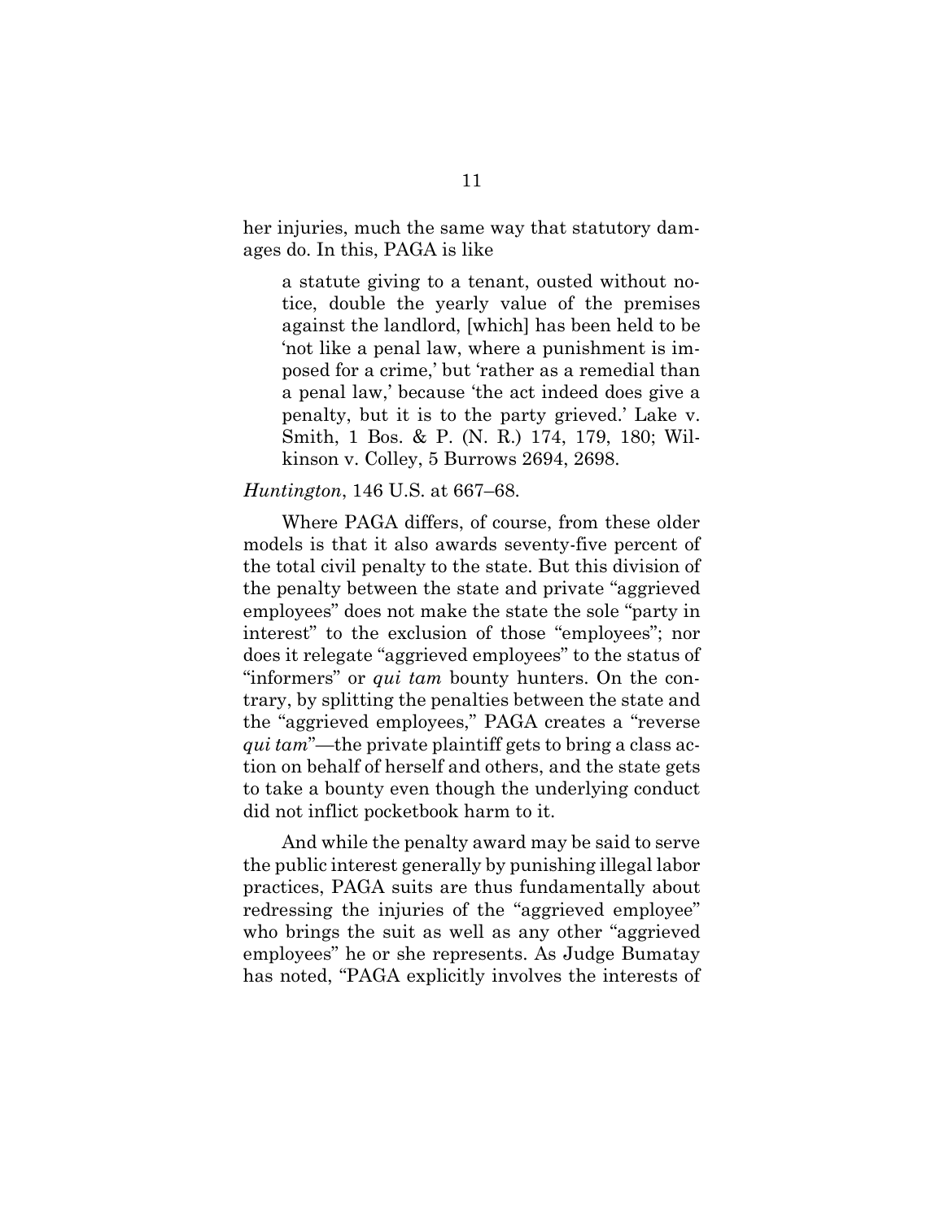her injuries, much the same way that statutory damages do. In this, PAGA is like

> a statute giving to a tenant, ousted without notice, double the yearly value of the premises against the landlord, [which] has been held to be 'not like a penal law, where a punishment is imposed for a crime,' but 'rather as a remedial than a penal law,' because 'the act indeed does give a penalty, but it is to the party grieved.' Lake v. Smith, 1 Bos. & P. (N. R.) 174, 179, 180; Wilkinson v. Colley, 5 Burrows 2694, 2698.

*Huntington*, 146 U.S. at 667–68.

Where PAGA differs, of course, from these older models is that it also awards seventy-five percent of the total civil penalty to the state. But this division of the penalty between the state and private "aggrieved employees" does not make the state the sole "party in interest" to the exclusion of those "employees"; nor does it relegate "aggrieved employees" to the status of "informers" or *qui tam* bounty hunters. On the contrary, by splitting the penalties between the state and the "aggrieved employees," PAGA creates a "reverse *qui tam*"—the private plaintiff gets to bring a class action on behalf of herself and others, and the state gets to take a bounty even though the underlying conduct did not inflict pocketbook harm to it.

And while the penalty award may be said to serve the public interest generally by punishing illegal labor practices, PAGA suits are thus fundamentally about redressing the injuries of the "aggrieved employee" who brings the suit as well as any other "aggrieved employees" he or she represents. As Judge Bumatay has noted, "PAGA explicitly involves the interests of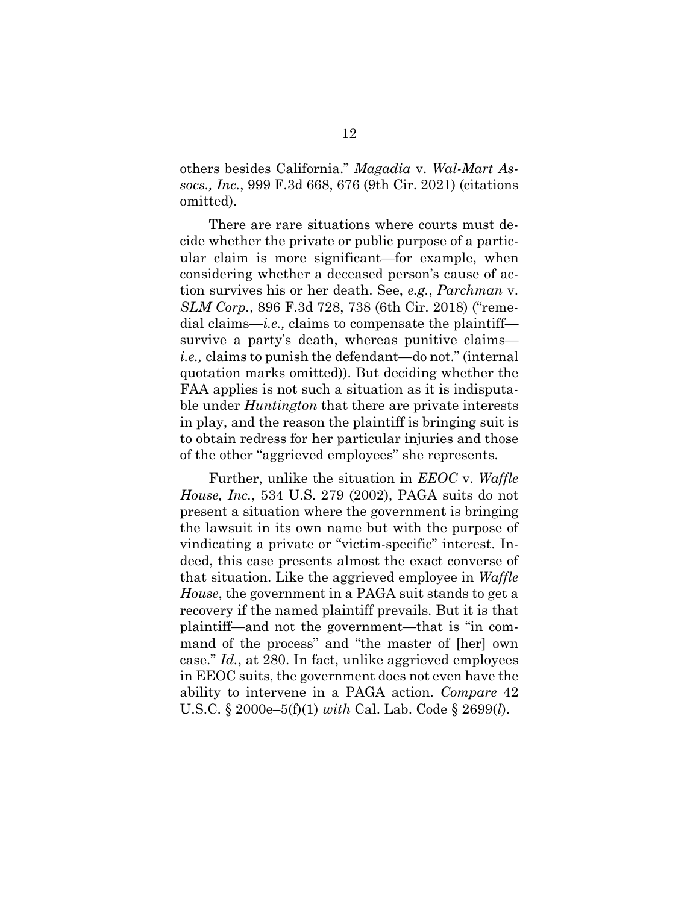others besides California." *Magadia* v. *Wal-Mart Assocs., Inc.*, 999 F.3d 668, 676 (9th Cir. 2021) (citations omitted).

There are rare situations where courts must decide whether the private or public purpose of a particular claim is more significant—for example, when considering whether a deceased person's cause of action survives his or her death. See, *e.g.*, *Parchman* v. *SLM Corp.*, 896 F.3d 728, 738 (6th Cir. 2018) ("remedial claims—*i.e.,* claims to compensate the plaintiff—survive a party's death, whereas punitive claims—*i.e.,* claims to punish the defendant—do not." (internal quotation marks omitted)). But deciding whether the FAA applies is not such a situation as it is indisputable under *Huntington* that there are private interests in play, and the reason the plaintiff is bringing suit is to obtain redress for her particular injuries and those of the other "aggrieved employees" she represents.

Further, unlike the situation in *EEOC* v. *Waffle House, Inc.*, 534 U.S. 279 (2002), PAGA suits do not present a situation where the government is bringing the lawsuit in its own name but with the purpose of vindicating a private or "victim-specific" interest. Indeed, this case presents almost the exact converse of that situation. Like the aggrieved employee in *Waffle House*, the government in a PAGA suit stands to get a recovery if the named plaintiff prevails. But it is that plaintiff—and not the government—that is "in command of the process" and "the master of [her] own case." *Id.*, at 280. In fact, unlike aggrieved employees in EEOC suits, the government does not even have the ability to intervene in a PAGA action. *Compare* 42 U.S.C. § 2000e–5(f)(1) *with* Cal. Lab. Code § 2699(*l*).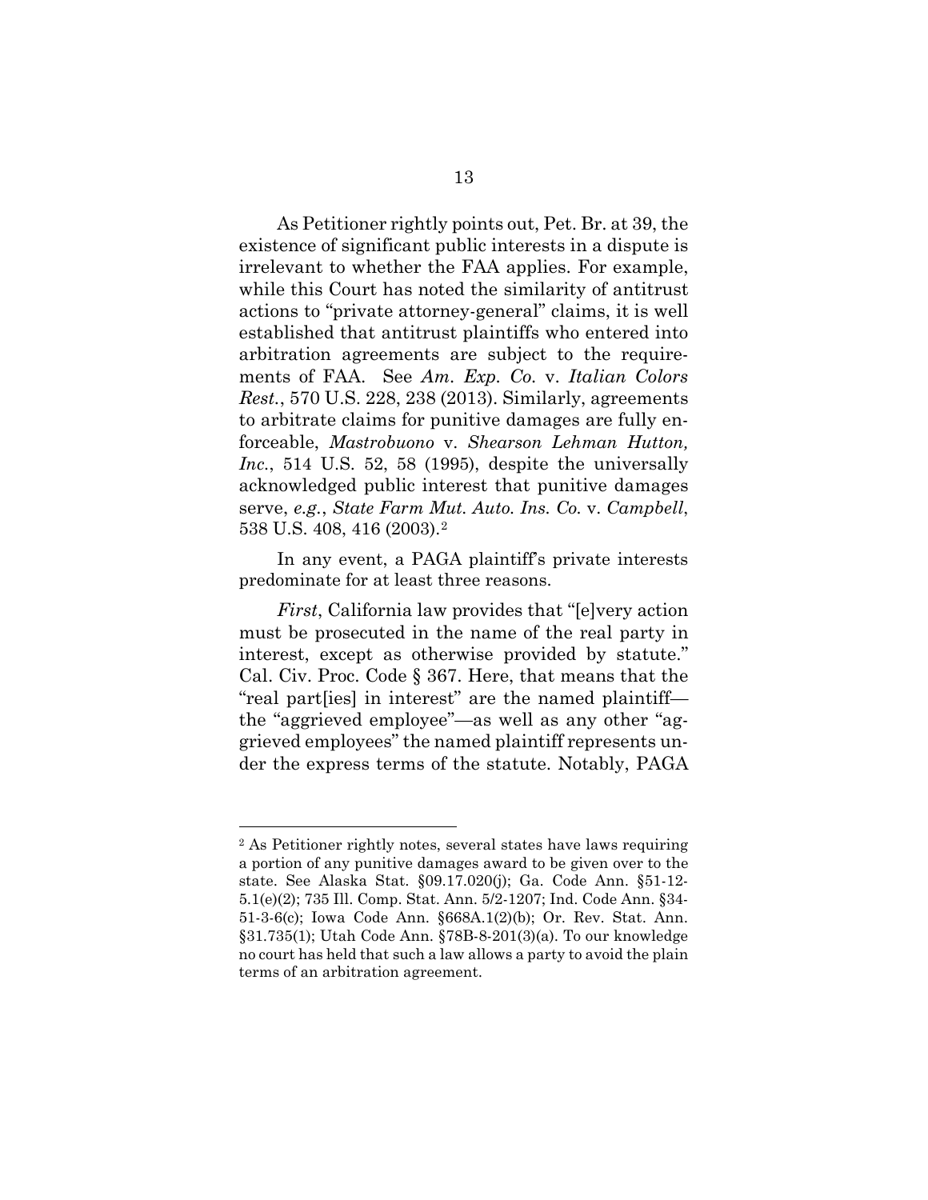As Petitioner rightly points out, Pet. Br. at 39, the existence of significant public interests in a dispute is irrelevant to whether the FAA applies. For example, while this Court has noted the similarity of antitrust actions to "private attorney-general" claims, it is well established that antitrust plaintiffs who entered into arbitration agreements are subject to the requirements of FAA. See *Am. Exp. Co.* v. *Italian Colors Rest.*, 570 U.S. 228, 238 (2013). Similarly, agreements to arbitrate claims for punitive damages are fully enforceable, *Mastrobuono* v. *Shearson Lehman Hutton, Inc.*, 514 U.S. 52, 58 (1995), despite the universally acknowledged public interest that punitive damages serve, *e.g.*, *State Farm Mut. Auto. Ins. Co.* v. *Campbell*, 538 U.S. 408, 416 (2003).[2]

In any event, a PAGA plaintiff's private interests predominate for at least three reasons.

*First*, California law provides that "[e]very action must be prosecuted in the name of the real party in interest, except as otherwise provided by statute." Cal. Civ. Proc. Code § 367. Here, that means that the "real part[ies] in interest" are the named plaintiff—the "aggrieved employee"—as well as any other "aggrieved employees" the named plaintiff represents under the express terms of the statute. Notably, PAGA

---

[2] As Petitioner rightly notes, several states have laws requiring a portion of any punitive damages award to be given over to the state. See Alaska Stat. §09.17.020(j); Ga. Code Ann. §51-12-5.1(e)(2); 735 Ill. Comp. Stat. Ann. 5/2-1207; Ind. Code Ann. §34-51-3-6(c); Iowa Code Ann. §668A.1(2)(b); Or. Rev. Stat. Ann. §31.735(1); Utah Code Ann. §78B-8-201(3)(a). To our knowledge no court has held that such a law allows a party to avoid the plain terms of an arbitration agreement.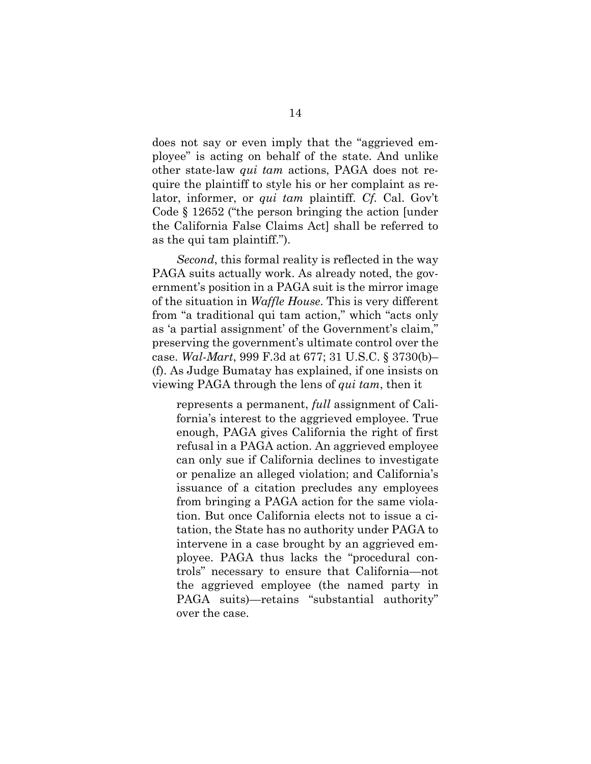does not say or even imply that the "aggrieved employee" is acting on behalf of the state. And unlike other state-law *qui tam* actions, PAGA does not require the plaintiff to style his or her complaint as relator, informer, or *qui tam* plaintiff. *Cf.* Cal. Gov't Code § 12652 ("the person bringing the action [under the California False Claims Act] shall be referred to as the qui tam plaintiff.").

*Second*, this formal reality is reflected in the way PAGA suits actually work. As already noted, the government's position in a PAGA suit is the mirror image of the situation in *Waffle House*. This is very different from "a traditional qui tam action," which "acts only as 'a partial assignment' of the Government's claim," preserving the government's ultimate control over the case. *Wal-Mart*, 999 F.3d at 677; 31 U.S.C. § 3730(b)–(f). As Judge Bumatay has explained, if one insists on viewing PAGA through the lens of *qui tam*, then it

> represents a permanent, *full* assignment of California's interest to the aggrieved employee. True enough, PAGA gives California the right of first refusal in a PAGA action. An aggrieved employee can only sue if California declines to investigate or penalize an alleged violation; and California's issuance of a citation precludes any employees from bringing a PAGA action for the same violation. But once California elects not to issue a citation, the State has no authority under PAGA to intervene in a case brought by an aggrieved employee. PAGA thus lacks the "procedural controls" necessary to ensure that California—not the aggrieved employee (the named party in PAGA suits)—retains "substantial authority" over the case.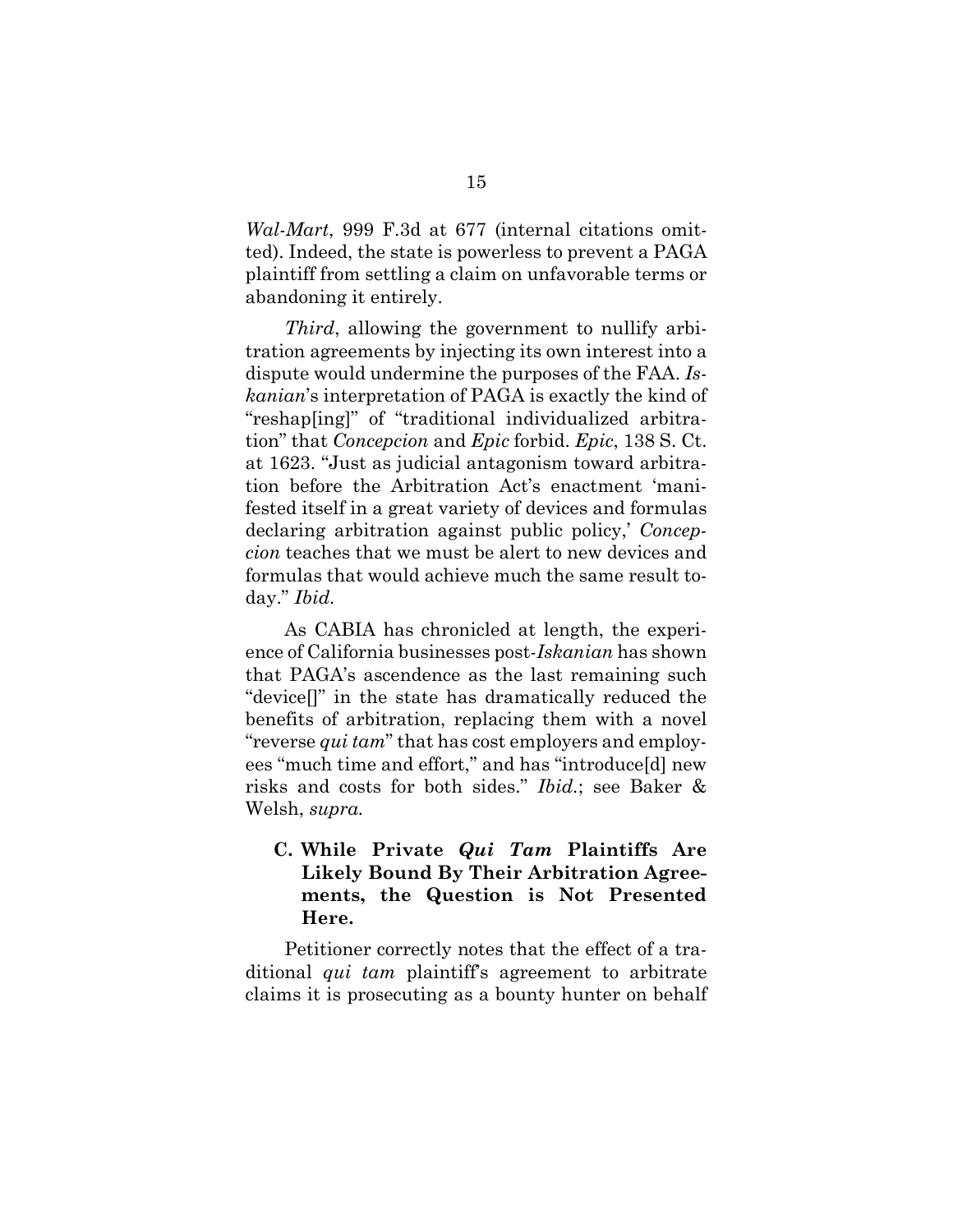*Wal-Mart*, 999 F.3d at 677 (internal citations omitted). Indeed, the state is powerless to prevent a PAGA plaintiff from settling a claim on unfavorable terms or abandoning it entirely.

*Third*, allowing the government to nullify arbitration agreements by injecting its own interest into a dispute would undermine the purposes of the FAA. *Iskanian*'s interpretation of PAGA is exactly the kind of "reshap[ing]" of "traditional individualized arbitration" that *Concepcion* and *Epic* forbid. *Epic*, 138 S. Ct. at 1623. "Just as judicial antagonism toward arbitration before the Arbitration Act's enactment 'manifested itself in a great variety of devices and formulas declaring arbitration against public policy,' *Concepcion* teaches that we must be alert to new devices and formulas that would achieve much the same result today." *Ibid.*

As CABIA has chronicled at length, the experience of California businesses post-*Iskanian* has shown that PAGA's ascendence as the last remaining such "device[]" in the state has dramatically reduced the benefits of arbitration, replacing them with a novel "reverse *qui tam*" that has cost employers and employees "much time and effort," and has "introduce[d] new risks and costs for both sides." *Ibid.*; see Baker & Welsh, *supra.*

### C. While Private *Qui Tam* Plaintiffs Are Likely Bound By Their Arbitration Agreements, the Question is Not Presented Here.

Petitioner correctly notes that the effect of a traditional *qui tam* plaintiff's agreement to arbitrate claims it is prosecuting as a bounty hunter on behalf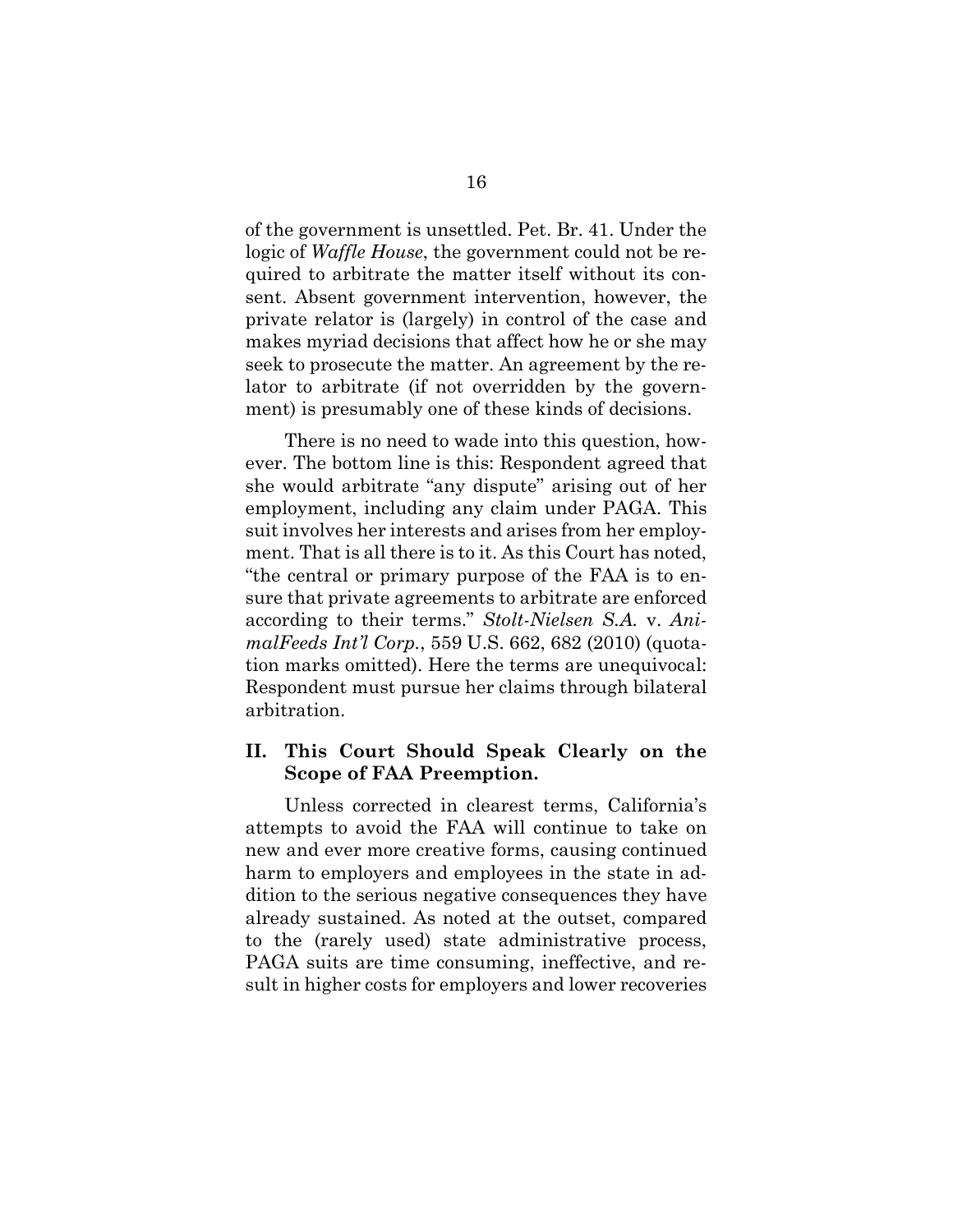of the government is unsettled. Pet. Br. 41. Under the logic of *Waffle House*, the government could not be required to arbitrate the matter itself without its consent. Absent government intervention, however, the private relator is (largely) in control of the case and makes myriad decisions that affect how he or she may seek to prosecute the matter. An agreement by the relator to arbitrate (if not overridden by the government) is presumably one of these kinds of decisions.

There is no need to wade into this question, however. The bottom line is this: Respondent agreed that she would arbitrate "any dispute" arising out of her employment, including any claim under PAGA. This suit involves her interests and arises from her employment. That is all there is to it. As this Court has noted, "the central or primary purpose of the FAA is to ensure that private agreements to arbitrate are enforced according to their terms." *Stolt-Nielsen S.A.* v. *AnimalFeeds Int'l Corp.*, 559 U.S. 662, 682 (2010) (quotation marks omitted). Here the terms are unequivocal: Respondent must pursue her claims through bilateral arbitration.

## II. This Court Should Speak Clearly on the Scope of FAA Preemption.

Unless corrected in clearest terms, California's attempts to avoid the FAA will continue to take on new and ever more creative forms, causing continued harm to employers and employees in the state in addition to the serious negative consequences they have already sustained. As noted at the outset, compared to the (rarely used) state administrative process, PAGA suits are time consuming, ineffective, and result in higher costs for employers and lower recoveries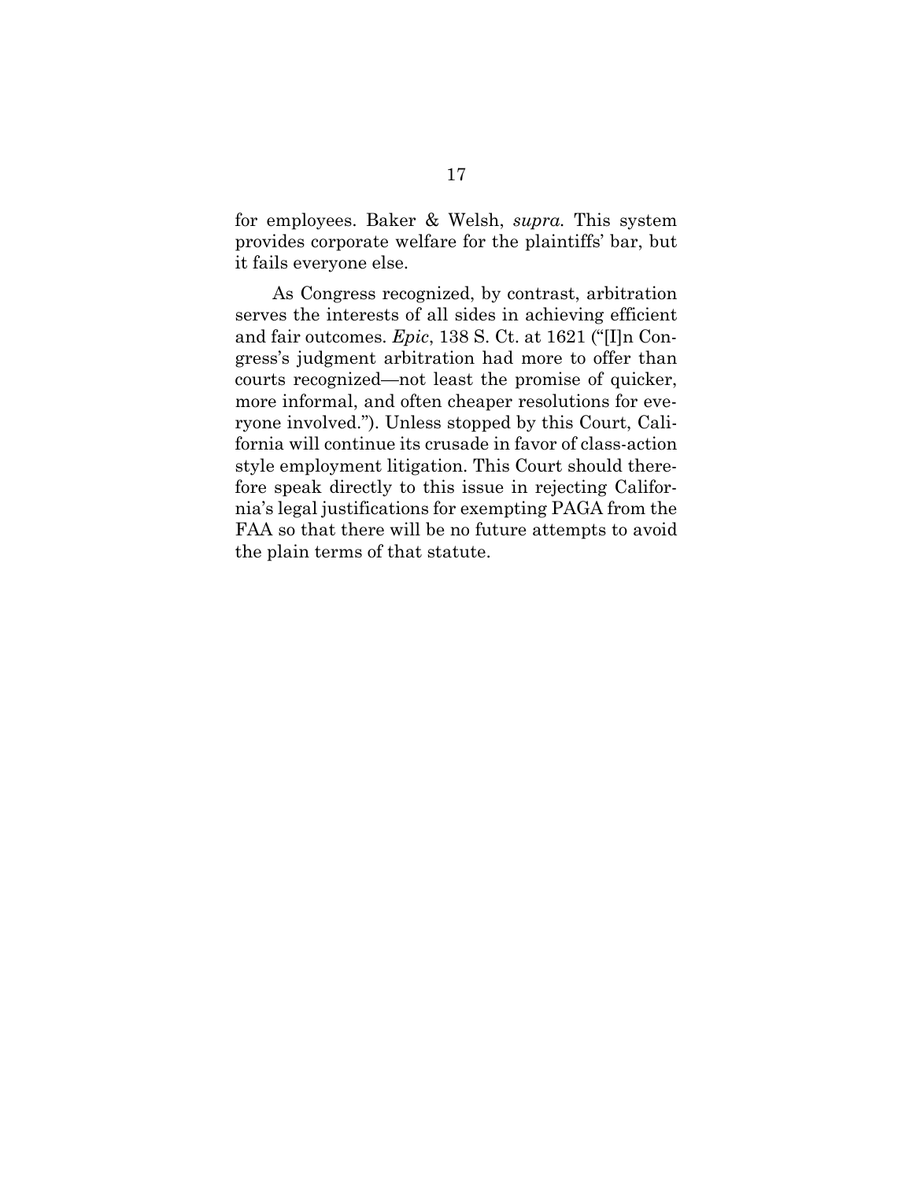for employees. Baker & Welsh, *supra.* This system provides corporate welfare for the plaintiffs' bar, but it fails everyone else.

As Congress recognized, by contrast, arbitration serves the interests of all sides in achieving efficient and fair outcomes. *Epic*, 138 S. Ct. at 1621 ("[I]n Congress's judgment arbitration had more to offer than courts recognized—not least the promise of quicker, more informal, and often cheaper resolutions for everyone involved."). Unless stopped by this Court, California will continue its crusade in favor of class-action style employment litigation. This Court should therefore speak directly to this issue in rejecting California's legal justifications for exempting PAGA from the FAA so that there will be no future attempts to avoid the plain terms of that statute.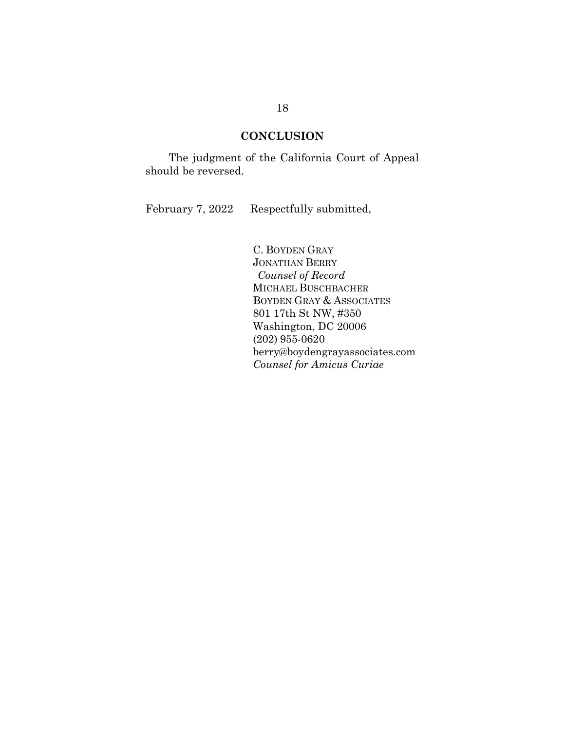## CONCLUSION

The judgment of the California Court of Appeal should be reversed.

February 7, 2022 Respectfully submitted,

C. BOYDEN GRAY
JONATHAN BERRY
*Counsel of Record*
MICHAEL BUSCHBACHER
BOYDEN GRAY & ASSOCIATES
801 17th St NW, #350
Washington, DC 20006
(202) 955-0620
berry@boydengrayassociates.com
*Counsel for Amicus Curiae*